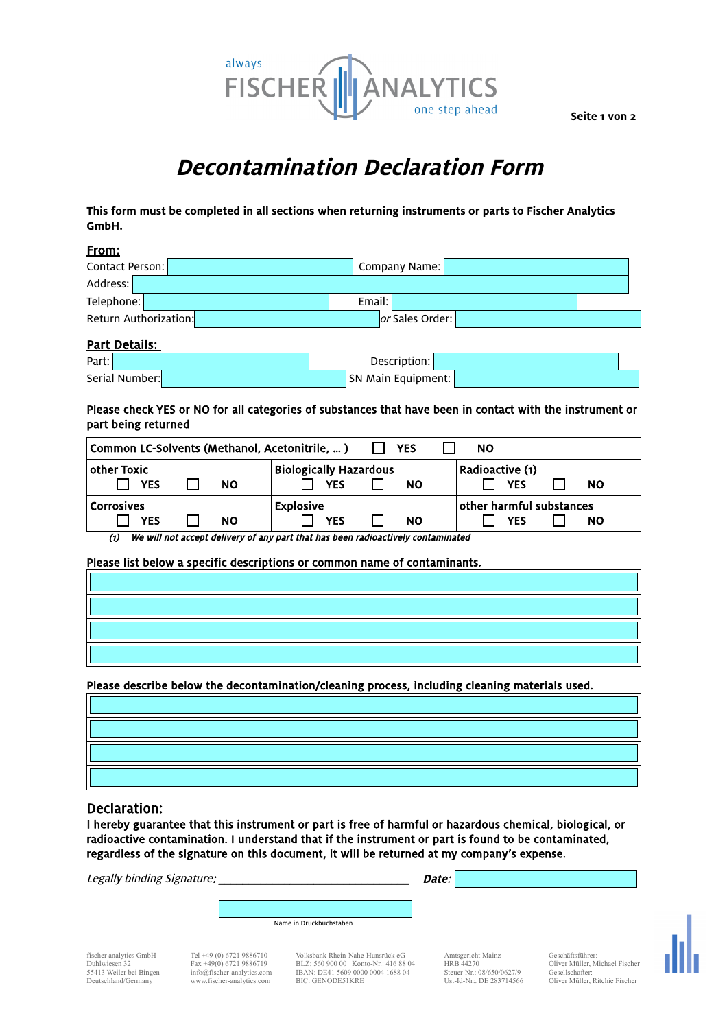always FISCHER ANALYTICS one step ahead

# *Decontamination Declaration Form*

**This form must be completed in all sections when returning instruments or parts to Fischer Analytics GmbH.**

**From:**

| | | | |
|---|---|---|---|
| Contact Person: | | Company Name: | |
| Address: | | | |
| Telephone: | | Email: | |
| Return Authorization: | | *or* Sales Order: | |

**Part Details:**

| | | | |
|---|---|---|---|
| Part: | | Description: | |
| Serial Number: | | SN Main Equipment: | |

**Please check YES or NO for all categories of substances that have been in contact with the instrument or part being returned**

| | | |
|---|---|---|
| **Common LC-Solvents (Methanol, Acetonitrile, ... )** ☐ **YES** ☐ **NO** | | |
| **other Toxic** ☐ **YES** ☐ **NO** | **Biologically Hazardous** ☐ **YES** ☐ **NO** | **Radioactive (1)** ☐ **YES** ☐ **NO** |
| **Corrosives** ☐ **YES** ☐ **NO** | **Explosive** ☐ **YES** ☐ **NO** | **other harmful substances** ☐ **YES** ☐ **NO** |

*(1) We will not accept delivery of any part that has been radioactively contaminated*

**Please list below a specific descriptions or common name of contaminants.**

| |
|---|
| |
| |
| |
| |

**Please describe below the decontamination/cleaning process, including cleaning materials used.**

| |
|---|
| |
| |
| |
| |

## Declaration:

**I hereby guarantee that this instrument or part is free of harmful or hazardous chemical, biological, or radioactive contamination. I understand that if the instrument or part is found to be contaminated, regardless of the signature on this document, it will be returned at my company's expense.**

*Legally binding Signature:* ________________________________ ***Date:*** 

Name in Druckbuchstaben

fischer analytics GmbH
Duhlwiesen 32
55413 Weiler bei Bingen
Deutschland/Germany

Tel +49 (0) 6721 9886710
Fax +49(0) 6721 9886719
info@fischer-analytics.com
www.fischer-analytics.com

Volksbank Rhein-Nahe-Hunsrück eG
BLZ: 560 900 00 Konto-Nr.: 416 88 04
IBAN: DE41 5609 0000 0004 1688 04
BIC: GENODE51KRE

Amtsgericht Mainz
HRB 44270
Steuer-Nr.: 08/650/0627/9
Ust-Id-Nr:. DE 283714566

Geschäftsführer:
Oliver Müller, Michael Fischer
Gesellschafter:
Oliver Müller, Ritchie Fischer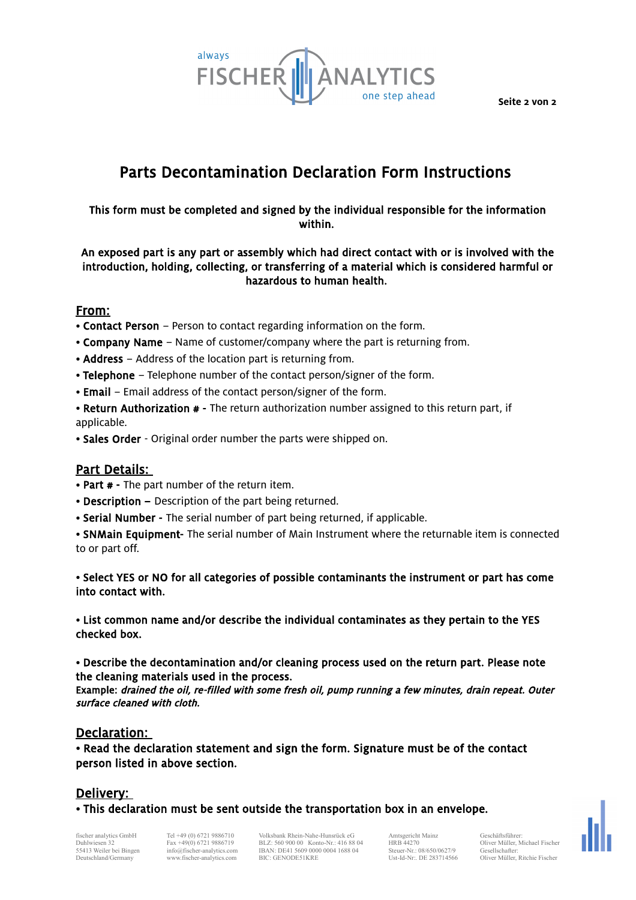# Parts Decontamination Declaration Form Instructions

**This form must be completed and signed by the individual responsible for the information within.**

**An exposed part is any part or assembly which had direct contact with or is involved with the introduction, holding, collecting, or transferring of a material which is considered harmful or hazardous to human health.**

## From:

- **Contact Person** – Person to contact regarding information on the form.
- **Company Name** – Name of customer/company where the part is returning from.
- **Address** – Address of the location part is returning from.
- **Telephone** – Telephone number of the contact person/signer of the form.
- **Email** – Email address of the contact person/signer of the form.
- **Return Authorization # -** The return authorization number assigned to this return part, if applicable.
- **Sales Order** - Original order number the parts were shipped on.

## Part Details:

- **Part # -** The part number of the return item.
- **Description –** Description of the part being returned.
- **Serial Number -** The serial number of part being returned, if applicable.
- **SNMain Equipment-** The serial number of Main Instrument where the returnable item is connected to or part off.

- **Select YES or NO for all categories of possible contaminants the instrument or part has come into contact with.**

- **List common name and/or describe the individual contaminates as they pertain to the YES checked box.**

- **Describe the decontamination and/or cleaning process used on the return part. Please note the cleaning materials used in the process.**

Example: *drained the oil, re-filled with some fresh oil, pump running a few minutes, drain repeat. Outer surface cleaned with cloth.*

## Declaration:

- **Read the declaration statement and sign the form. Signature must be of the contact person listed in above section.**

## Delivery:

- **This declaration must be sent outside the transportation box in an envelope.**

fischer analytics GmbH
Duhlwiesen 32
55413 Weiler bei Bingen
Deutschland/Germany

Tel +49 (0) 6721 9886710
Fax +49(0) 6721 9886719
info@fischer-analytics.com
www.fischer-analytics.com

Volksbank Rhein-Nahe-Hunsrück eG
BLZ: 560 900 00 Konto-Nr.: 416 88 04
IBAN: DE41 5609 0000 0004 1688 04
BIC: GENODE51KRE

Amtsgericht Mainz
HRB 44270
Steuer-Nr.: 08/650/0627/9
Ust-Id-Nr:. DE 283714566

Geschäftsführer:
Oliver Müller, Michael Fischer
Gesellschafter:
Oliver Müller, Ritchie Fischer